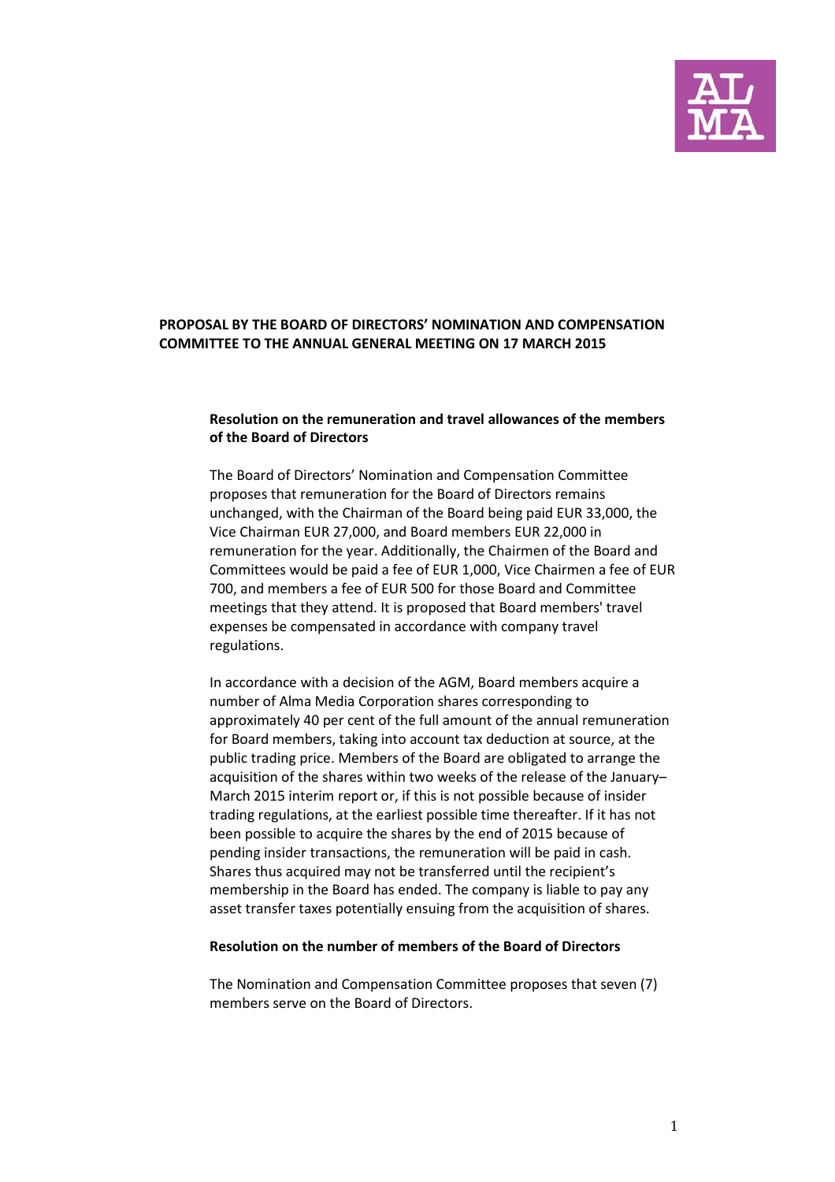**PROPOSAL BY THE BOARD OF DIRECTORS' NOMINATION AND COMPENSATION COMMITTEE TO THE ANNUAL GENERAL MEETING ON 17 MARCH 2015**

**Resolution on the remuneration and travel allowances of the members of the Board of Directors**

The Board of Directors' Nomination and Compensation Committee proposes that remuneration for the Board of Directors remains unchanged, with the Chairman of the Board being paid EUR 33,000, the Vice Chairman EUR 27,000, and Board members EUR 22,000 in remuneration for the year. Additionally, the Chairmen of the Board and Committees would be paid a fee of EUR 1,000, Vice Chairmen a fee of EUR 700, and members a fee of EUR 500 for those Board and Committee meetings that they attend. It is proposed that Board members' travel expenses be compensated in accordance with company travel regulations.

In accordance with a decision of the AGM, Board members acquire a number of Alma Media Corporation shares corresponding to approximately 40 per cent of the full amount of the annual remuneration for Board members, taking into account tax deduction at source, at the public trading price. Members of the Board are obligated to arrange the acquisition of the shares within two weeks of the release of the January–March 2015 interim report or, if this is not possible because of insider trading regulations, at the earliest possible time thereafter. If it has not been possible to acquire the shares by the end of 2015 because of pending insider transactions, the remuneration will be paid in cash. Shares thus acquired may not be transferred until the recipient's membership in the Board has ended. The company is liable to pay any asset transfer taxes potentially ensuing from the acquisition of shares.

**Resolution on the number of members of the Board of Directors**

The Nomination and Compensation Committee proposes that seven (7) members serve on the Board of Directors.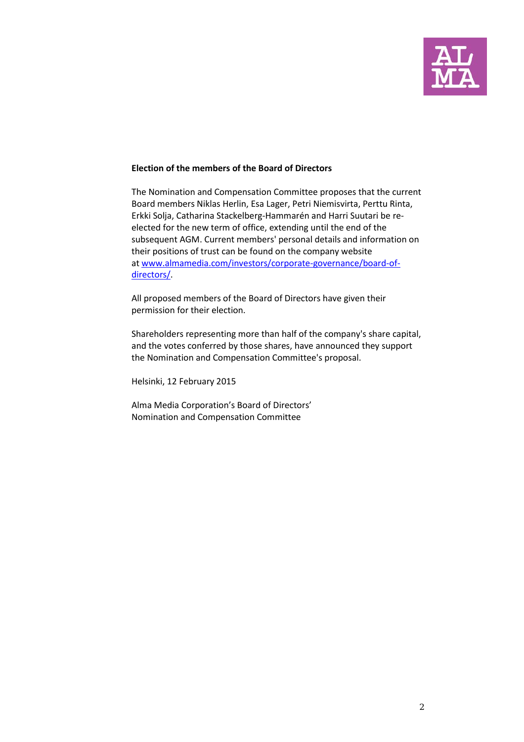**Election of the members of the Board of Directors**

The Nomination and Compensation Committee proposes that the current Board members Niklas Herlin, Esa Lager, Petri Niemisvirta, Perttu Rinta, Erkki Solja, Catharina Stackelberg-Hammarén and Harri Suutari be re-elected for the new term of office, extending until the end of the subsequent AGM. Current members' personal details and information on their positions of trust can be found on the company website at www.almamedia.com/investors/corporate-governance/board-of-directors/.

All proposed members of the Board of Directors have given their permission for their election.

Shareholders representing more than half of the company's share capital, and the votes conferred by those shares, have announced they support the Nomination and Compensation Committee's proposal.

Helsinki, 12 February 2015

Alma Media Corporation's Board of Directors'
Nomination and Compensation Committee